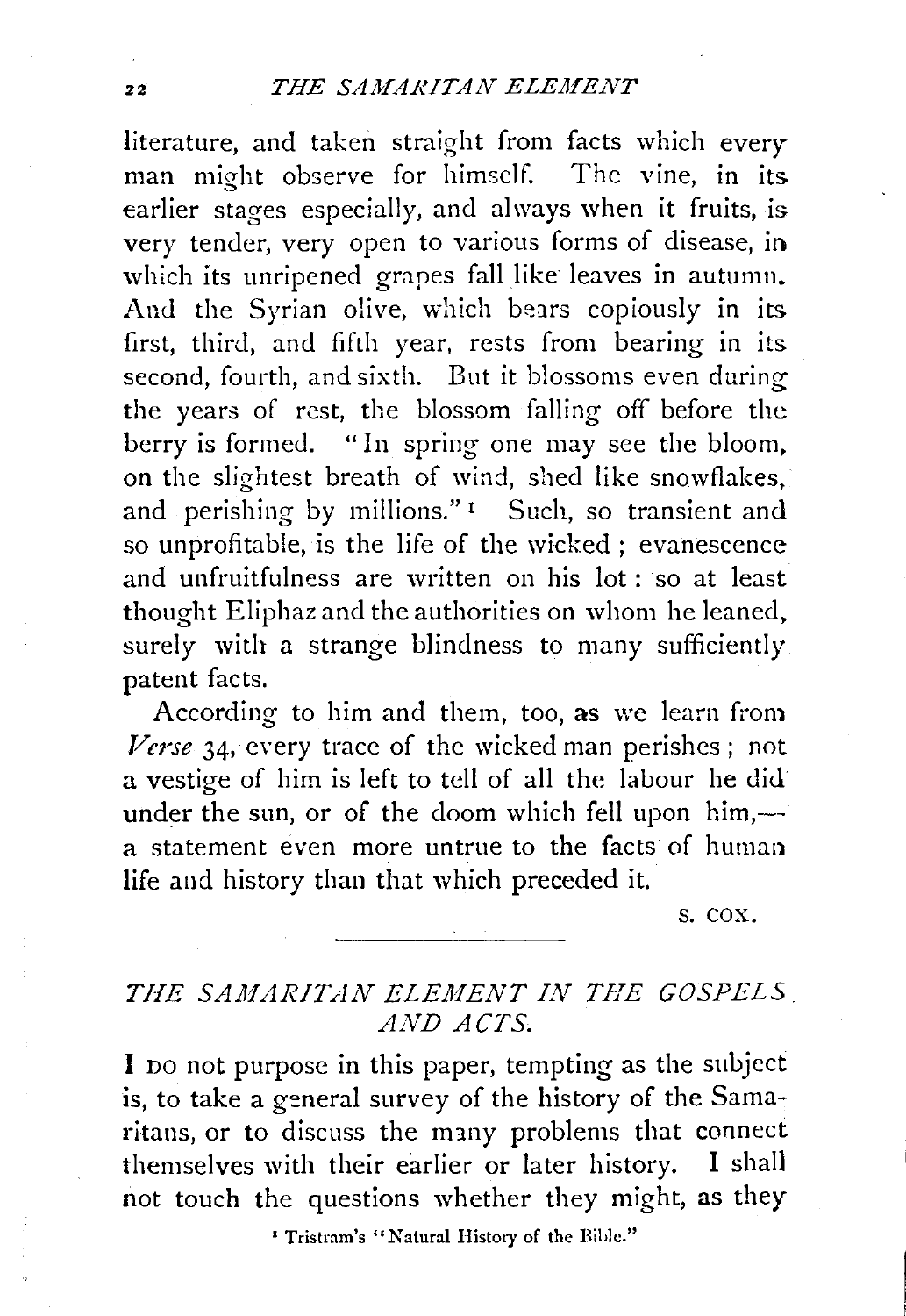literature, and taken straight from facts which every man might observe for himself. The vine, in its earlier stages especially, and always when it fruits, is very tender, very open to various forms of disease, in which its unripened grapes fall like leaves in autumn. And the Syrian olive, which bears copiously in its first, third, and fifth year, rests from bearing in its second, fourth, and sixth. But it blossoms even during the years of rest, the blossom falling off before the berry is formed. "In spring one may see the bloom, on the slightest breath of wind, shed like snowflakes, and perishing by millions."[1] Such, so transient and so unprofitable, is the life of the wicked; evanescence and unfruitfulness are written on his lot: so at least thought Eliphaz and the authorities on whom he leaned, surely with a strange blindness to many sufficiently patent facts.

According to him and them, too, as we learn from *Verse* 34, every trace of the wicked man perishes; not a vestige of him is left to tell of all the labour he did under the sun, or of the doom which fell upon him,—a statement even more untrue to the facts of human life and history than that which preceded it.

S. COX.

---

## *THE SAMARITAN ELEMENT IN THE GOSPELS AND ACTS.*

I do not purpose in this paper, tempting as the subject is, to take a general survey of the history of the Samaritans, or to discuss the many problems that connect themselves with their earlier or later history. I shall not touch the questions whether they might, as they

[1] Tristram's "Natural History of the Bible."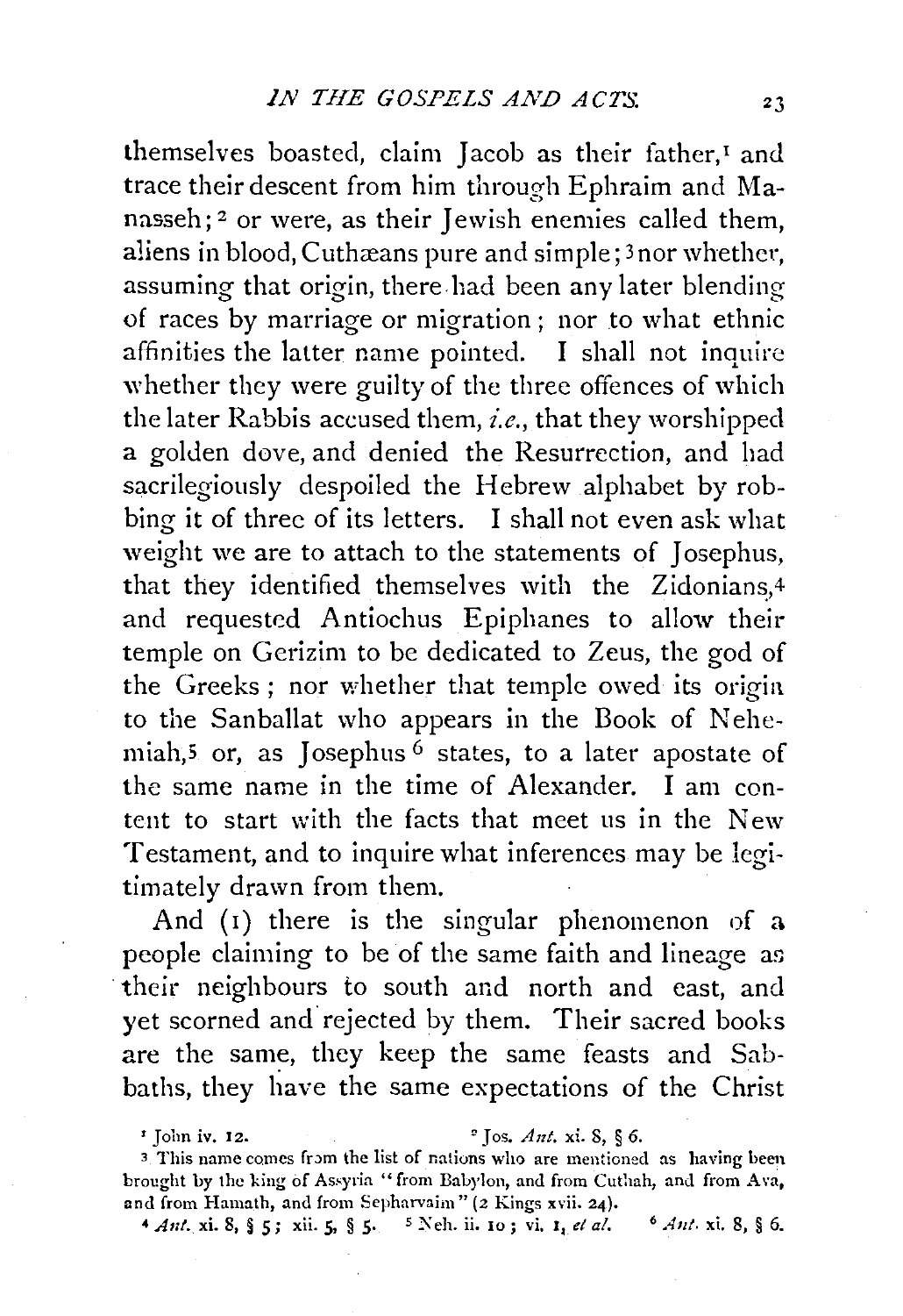themselves boasted, claim Jacob as their father,[1] and trace their descent from him through Ephraim and Manasseh;[2] or were, as their Jewish enemies called them, aliens in blood, Cuthæans pure and simple;[3] nor whether, assuming that origin, there had been any later blending of races by marriage or migration; nor to what ethnic affinities the latter name pointed. I shall not inquire whether they were guilty of the three offences of which the later Rabbis accused them, *i.e.*, that they worshipped a golden dove, and denied the Resurrection, and had sacrilegiously despoiled the Hebrew alphabet by robbing it of three of its letters. I shall not even ask what weight we are to attach to the statements of Josephus, that they identified themselves with the Zidonians,[4] and requested Antiochus Epiphanes to allow their temple on Gerizim to be dedicated to Zeus, the god of the Greeks; nor whether that temple owed its origin to the Sanballat who appears in the Book of Nehemiah,[5] or, as Josephus[6] states, to a later apostate of the same name in the time of Alexander. I am content to start with the facts that meet us in the New Testament, and to inquire what inferences may be legitimately drawn from them.

And (1) there is the singular phenomenon of a people claiming to be of the same faith and lineage as their neighbours to south and north and east, and yet scorned and rejected by them. Their sacred books are the same, they keep the same feasts and Sabbaths, they have the same expectations of the Christ

[1] John iv. 12.

[2] Jos. *Ant.* xi. 8, § 6.

[3] This name comes from the list of nations who are mentioned as having been brought by the king of Assyria "from Babylon, and from Cuthah, and from Ava, and from Hamath, and from Sepharvaim" (2 Kings xvii. 24).

[4] *Ant.* xi. 8, § 5; xii. 5, § 5.

[5] Neh. ii. 10; vi. 1, *et al.*

[6] *Ant.* xi. 8, § 6.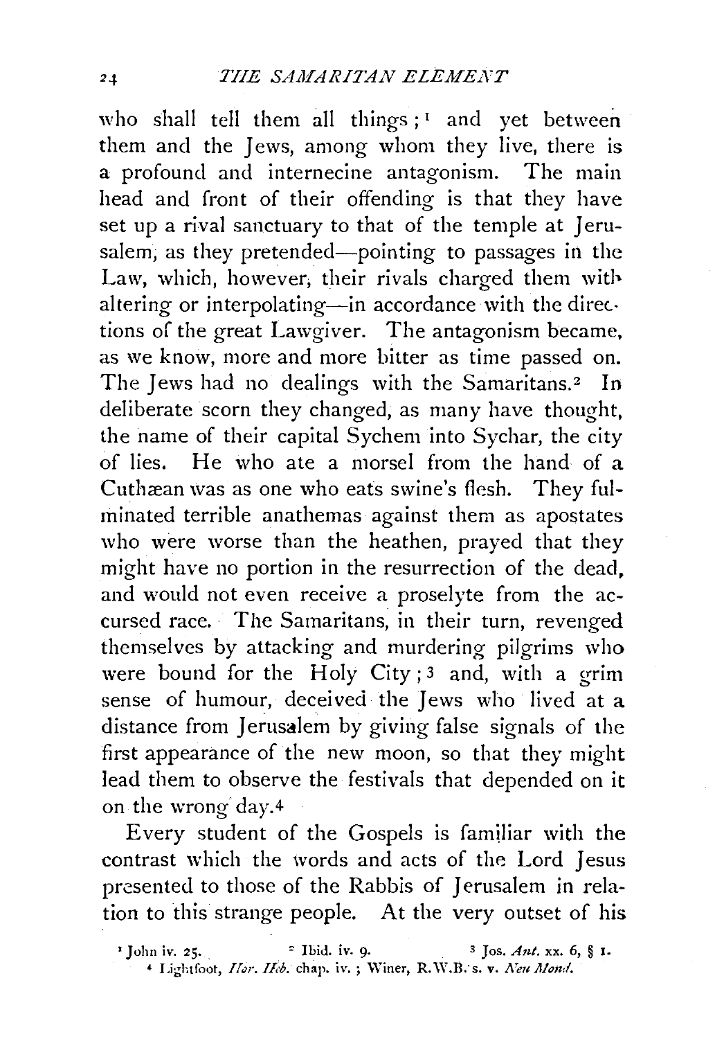who shall tell them all things ;[1] and yet between them and the Jews, among whom they live, there is a profound and internecine antagonism. The main head and front of their offending is that they have set up a rival sanctuary to that of the temple at Jerusalem, as they pretended—pointing to passages in the Law, which, however, their rivals charged them with altering or interpolating—in accordance with the directions of the great Lawgiver. The antagonism became, as we know, more and more bitter as time passed on. The Jews had no dealings with the Samaritans.[2] In deliberate scorn they changed, as many have thought, the name of their capital Sychem into Sychar, the city of lies. He who ate a morsel from the hand of a Cuthæan was as one who eats swine's flesh. They fulminated terrible anathemas against them as apostates who were worse than the heathen, prayed that they might have no portion in the resurrection of the dead, and would not even receive a proselyte from the accursed race. The Samaritans, in their turn, revenged themselves by attacking and murdering pilgrims who were bound for the Holy City ;[3] and, with a grim sense of humour, deceived the Jews who lived at a distance from Jerusalem by giving false signals of the first appearance of the new moon, so that they might lead them to observe the festivals that depended on it on the wrong day.[4]

Every student of the Gospels is familiar with the contrast which the words and acts of the Lord Jesus presented to those of the Rabbis of Jerusalem in relation to this strange people. At the very outset of his

[1] John iv. 25. [2] Ibid. iv. 9. [3] Jos. *Ant.* xx. 6, § 1.
[4] Lightfoot, *Hor. Heb.* chap. iv. ; Winer, R.W.B.'s. v. *Neu Mond.*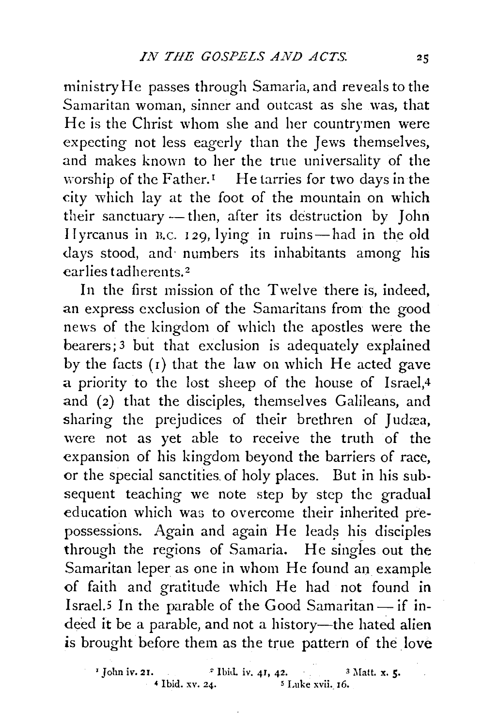ministry He passes through Samaria, and reveals to the Samaritan woman, sinner and outcast as she was, that He is the Christ whom she and her countrymen were expecting not less eagerly than the Jews themselves, and makes known to her the true universality of the worship of the Father.[1] He tarries for two days in the city which lay at the foot of the mountain on which their sanctuary — then, after its destruction by John Hyrcanus in B.C. 129, lying in ruins — had in the old days stood, and numbers its inhabitants among his earliest adherents.[2]

In the first mission of the Twelve there is, indeed, an express exclusion of the Samaritans from the good news of the kingdom of which the apostles were the bearers;[3] but that exclusion is adequately explained by the facts (1) that the law on which He acted gave a priority to the lost sheep of the house of Israel,[4] and (2) that the disciples, themselves Galileans, and sharing the prejudices of their brethren of Judæa, were not as yet able to receive the truth of the expansion of his kingdom beyond the barriers of race, or the special sanctities of holy places. But in his subsequent teaching we note step by step the gradual education which was to overcome their inherited prepossessions. Again and again He leads his disciples through the regions of Samaria. He singles out the Samaritan leper as one in whom He found an example of faith and gratitude which He had not found in Israel.[5] In the parable of the Good Samaritan — if indeed it be a parable, and not a history — the hated alien is brought before them as the true pattern of the love

[1] John iv. 21. [2] Ibid. iv. 41, 42. [3] Matt. x. 5.
[4] Ibid. xv. 24. [5] Luke xvii. 16.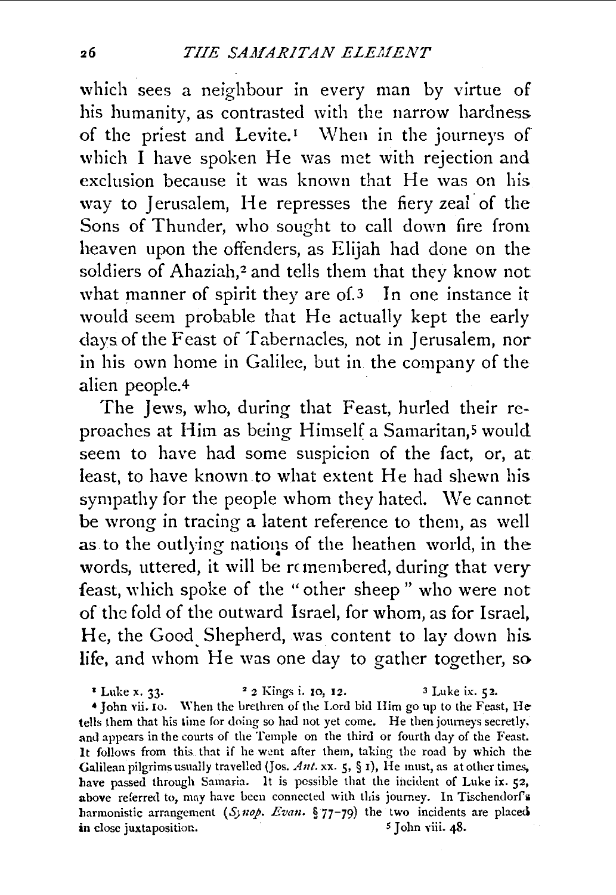which sees a neighbour in every man by virtue of his humanity, as contrasted with the narrow hardness of the priest and Levite.[1] When in the journeys of which I have spoken He was met with rejection and exclusion because it was known that He was on his way to Jerusalem, He represses the fiery zeal of the Sons of Thunder, who sought to call down fire from heaven upon the offenders, as Elijah had done on the soldiers of Ahaziah,[2] and tells them that they know not what manner of spirit they are of.[3] In one instance it would seem probable that He actually kept the early days of the Feast of Tabernacles, not in Jerusalem, nor in his own home in Galilee, but in the company of the alien people.[4]

The Jews, who, during that Feast, hurled their reproaches at Him as being Himself a Samaritan,[5] would seem to have had some suspicion of the fact, or, at least, to have known to what extent He had shewn his sympathy for the people whom they hated. We cannot be wrong in tracing a latent reference to them, as well as to the outlying nations of the heathen world, in the words, uttered, it will be remembered, during that very feast, which spoke of the "other sheep" who were not of the fold of the outward Israel, for whom, as for Israel, He, the Good Shepherd, was content to lay down his life, and whom He was one day to gather together, so

---

[1] Luke x. 33.  [2] 2 Kings i. 10, 12.  [3] Luke ix. 52.

[4] John vii. 10. When the brethren of the Lord bid Him go up to the Feast, He tells them that his time for doing so had not yet come. He then journeys secretly, and appears in the courts of the Temple on the third or fourth day of the Feast. It follows from this that if he went after them, taking the road by which the Galilean pilgrims usually travelled (Jos. *Ant.* xx. 5, § 1), He must, as at other times, have passed through Samaria. It is possible that the incident of Luke ix. 52, above referred to, may have been connected with this journey. In Tischendorf's harmonistic arrangement (*Synop. Evan.* § 77-79) the two incidents are placed in close juxtaposition.

[5] John viii. 48.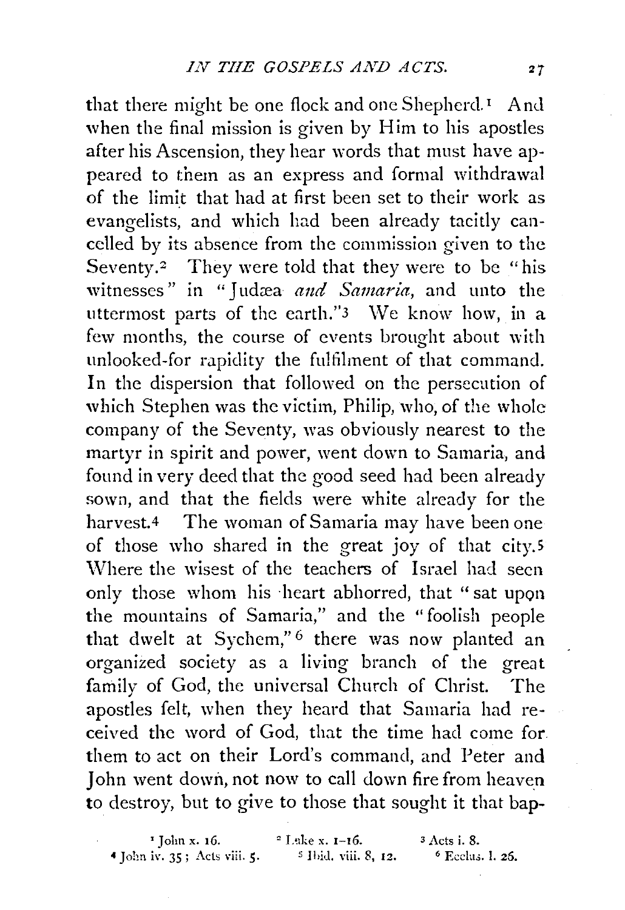that there might be one flock and one Shepherd.[1] And when the final mission is given by Him to his apostles after his Ascension, they hear words that must have appeared to them as an express and formal withdrawal of the limit that had at first been set to their work as evangelists, and which had been already tacitly cancelled by its absence from the commission given to the Seventy.[2] They were told that they were to be "his witnesses" in "Judæa *and Samaria*, and unto the uttermost parts of the earth."[3] We know how, in a few months, the course of events brought about with unlooked-for rapidity the fulfilment of that command. In the dispersion that followed on the persecution of which Stephen was the victim, Philip, who, of the whole company of the Seventy, was obviously nearest to the martyr in spirit and power, went down to Samaria, and found in very deed that the good seed had been already sown, and that the fields were white already for the harvest.[4] The woman of Samaria may have been one of those who shared in the great joy of that city.[5] Where the wisest of the teachers of Israel had seen only those whom his heart abhorred, that "sat upon the mountains of Samaria," and the "foolish people that dwelt at Sychem,"[6] there was now planted an organized society as a living branch of the great family of God, the universal Church of Christ. The apostles felt, when they heard that Samaria had received the word of God, that the time had come for them to act on their Lord's command, and Peter and John went down, not now to call down fire from heaven to destroy, but to give to those that sought it that bap-

[1] John x. 16. [2] Luke x. 1-16. [3] Acts i. 8.
[4] John iv. 35; Acts viii. 5. [5] Ibid. viii. 8, 12. [6] Ecclus. l. 26.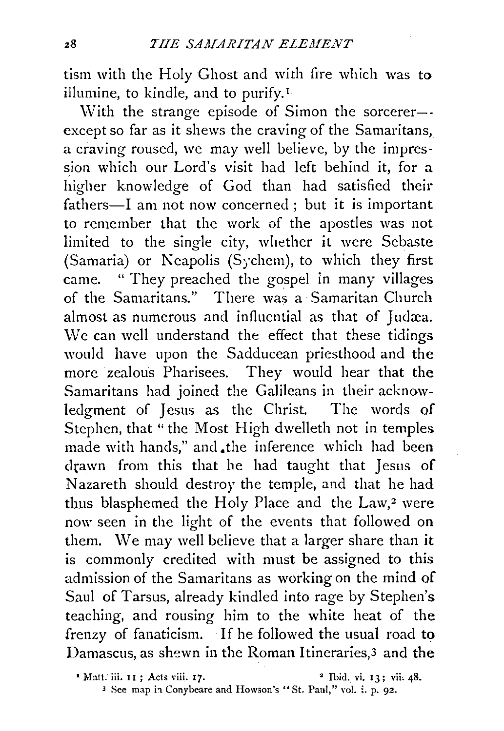tism with the Holy Ghost and with fire which was to illumine, to kindle, and to purify.[1]

With the strange episode of Simon the sorcerer—except so far as it shews the craving of the Samaritans, a craving roused, we may well believe, by the impression which our Lord's visit had left behind it, for a higher knowledge of God than had satisfied their fathers—I am not now concerned; but it is important to remember that the work of the apostles was not limited to the single city, whether it were Sebaste (Samaria) or Neapolis (Sychem), to which they first came. "They preached the gospel in many villages of the Samaritans." There was a Samaritan Church almost as numerous and influential as that of Judæa. We can well understand the effect that these tidings would have upon the Sadducean priesthood and the more zealous Pharisees. They would hear that the Samaritans had joined the Galileans in their acknowledgment of Jesus as the Christ. The words of Stephen, that "the Most High dwelleth not in temples made with hands," and the inference which had been drawn from this that he had taught that Jesus of Nazareth should destroy the temple, and that he had thus blasphemed the Holy Place and the Law,[2] were now seen in the light of the events that followed on them. We may well believe that a larger share than it is commonly credited with must be assigned to this admission of the Samaritans as working on the mind of Saul of Tarsus, already kindled into rage by Stephen's teaching, and rousing him to the white heat of the frenzy of fanaticism. If he followed the usual road to Damascus, as shewn in the Roman Itineraries,[3] and the

[1] Matt. iii. 11; Acts viii. 17.

[2] Ibid. vi. 13; vii. 48.

[3] See map in Conybeare and Howson's "St. Paul," vol. i. p. 92.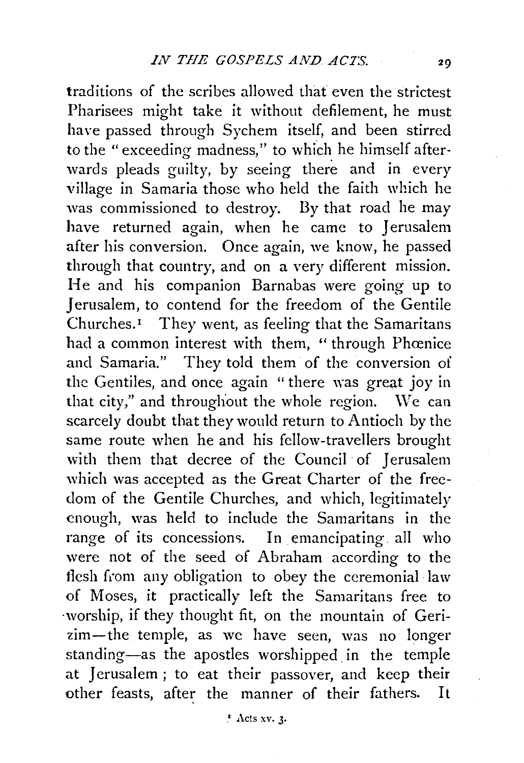traditions of the scribes allowed that even the strictest Pharisees might take it without defilement, he must have passed through Sychem itself, and been stirred to the "exceeding madness," to which he himself afterwards pleads guilty, by seeing there and in every village in Samaria those who held the faith which he was commissioned to destroy. By that road he may have returned again, when he came to Jerusalem after his conversion. Once again, we know, he passed through that country, and on a very different mission. He and his companion Barnabas were going up to Jerusalem, to contend for the freedom of the Gentile Churches.[1] They went, as feeling that the Samaritans had a common interest with them, "through Phœnice and Samaria." They told them of the conversion of the Gentiles, and once again "there was great joy in that city," and throughout the whole region. We can scarcely doubt that they would return to Antioch by the same route when he and his fellow-travellers brought with them that decree of the Council of Jerusalem which was accepted as the Great Charter of the freedom of the Gentile Churches, and which, legitimately enough, was held to include the Samaritans in the range of its concessions. In emancipating all who were not of the seed of Abraham according to the flesh from any obligation to obey the ceremonial law of Moses, it practically left the Samaritans free to worship, if they thought fit, on the mountain of Gerizim—the temple, as we have seen, was no longer standing—as the apostles worshipped in the temple at Jerusalem; to eat their passover, and keep their other feasts, after the manner of their fathers. It

[1] Acts xv. 3.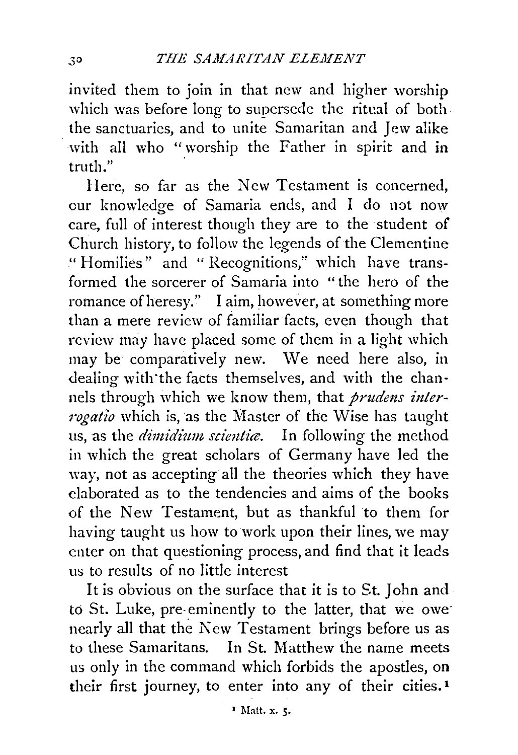invited them to join in that new and higher worship which was before long to supersede the ritual of both the sanctuaries, and to unite Samaritan and Jew alike with all who "worship the Father in spirit and in truth."

Here, so far as the New Testament is concerned, our knowledge of Samaria ends, and I do not now care, full of interest though they are to the student of Church history, to follow the legends of the Clementine "Homilies" and "Recognitions," which have transformed the sorcerer of Samaria into "the hero of the romance of heresy." I aim, however, at something more than a mere review of familiar facts, even though that review may have placed some of them in a light which may be comparatively new. We need here also, in dealing with the facts themselves, and with the channels through which we know them, that *prudens interrogatio* which is, as the Master of the Wise has taught us, as the *dimidium scientiæ.* In following the method in which the great scholars of Germany have led the way, not as accepting all the theories which they have elaborated as to the tendencies and aims of the books of the New Testament, but as thankful to them for having taught us how to work upon their lines, we may enter on that questioning process, and find that it leads us to results of no little interest

It is obvious on the surface that it is to St. John and to St. Luke, pre-eminently to the latter, that we owe nearly all that the New Testament brings before us as to these Samaritans. In St. Matthew the name meets us only in the command which forbids the apostles, on their first journey, to enter into any of their cities.[1]

[1] Matt. x. 5.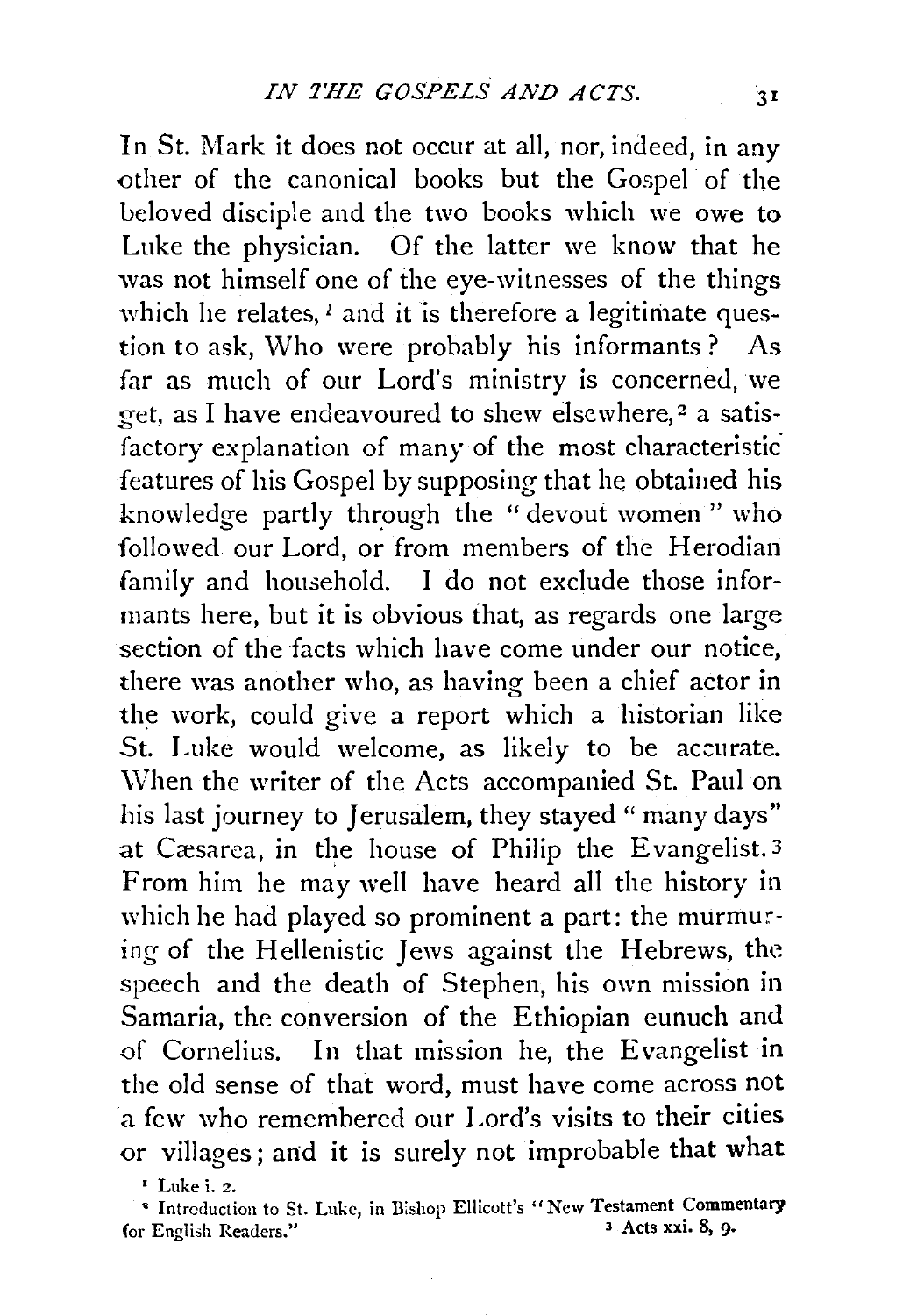In St. Mark it does not occur at all, nor, indeed, in any other of the canonical books but the Gospel of the beloved disciple and the two books which we owe to Luke the physician. Of the latter we know that he was not himself one of the eye-witnesses of the things which he relates,[1] and it is therefore a legitimate question to ask, Who were probably his informants? As far as much of our Lord's ministry is concerned, we get, as I have endeavoured to shew elsewhere,[2] a satisfactory explanation of many of the most characteristic features of his Gospel by supposing that he obtained his knowledge partly through the "devout women" who followed our Lord, or from members of the Herodian family and household. I do not exclude those informants here, but it is obvious that, as regards one large section of the facts which have come under our notice, there was another who, as having been a chief actor in the work, could give a report which a historian like St. Luke would welcome, as likely to be accurate. When the writer of the Acts accompanied St. Paul on his last journey to Jerusalem, they stayed "many days" at Cæsarea, in the house of Philip the Evangelist.[3] From him he may well have heard all the history in which he had played so prominent a part: the murmuring of the Hellenistic Jews against the Hebrews, the speech and the death of Stephen, his own mission in Samaria, the conversion of the Ethiopian eunuch and of Cornelius. In that mission he, the Evangelist in the old sense of that word, must have come across not a few who remembered our Lord's visits to their cities or villages; and it is surely not improbable that what

[1] Luke i. 2.

[2] Introduction to St. Luke, in Bishop Ellicott's "New Testament Commentary for English Readers."

[3] Acts xxi. 8, 9.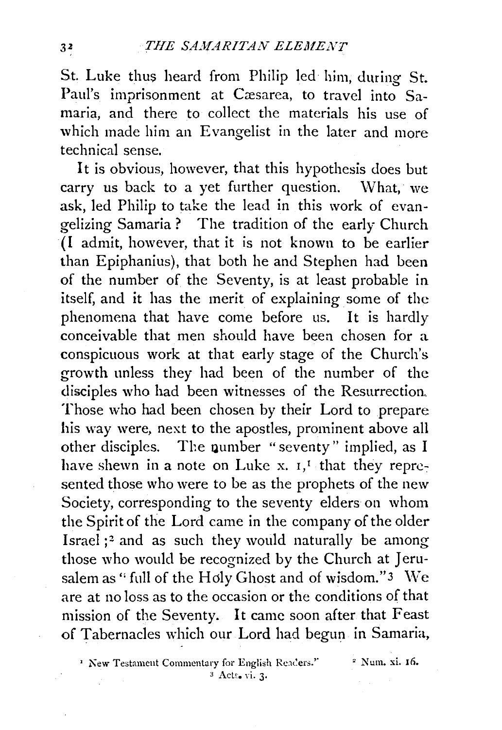St. Luke thus heard from Philip led him, during St. Paul's imprisonment at Cæsarea, to travel into Samaria, and there to collect the materials his use of which made him an Evangelist in the later and more technical sense.

It is obvious, however, that this hypothesis does but carry us back to a yet further question. What, we ask, led Philip to take the lead in this work of evangelizing Samaria? The tradition of the early Church (I admit, however, that it is not known to be earlier than Epiphanius), that both he and Stephen had been of the number of the Seventy, is at least probable in itself, and it has the merit of explaining some of the phenomena that have come before us. It is hardly conceivable that men should have been chosen for a conspicuous work at that early stage of the Church's growth unless they had been of the number of the disciples who had been witnesses of the Resurrection. Those who had been chosen by their Lord to prepare his way were, next to the apostles, prominent above all other disciples. The number "seventy" implied, as I have shewn in a note on Luke x. 1,[1] that they represented those who were to be as the prophets of the new Society, corresponding to the seventy elders on whom the Spirit of the Lord came in the company of the older Israel;[2] and as such they would naturally be among those who would be recognized by the Church at Jerusalem as "full of the Holy Ghost and of wisdom."[3] We are at no loss as to the occasion or the conditions of that mission of the Seventy. It came soon after that Feast of Tabernacles which our Lord had begun in Samaria,

[1] "New Testament Commentary for English Readers."
[2] Num. xi. 16.
[3] Acts. vi. 3.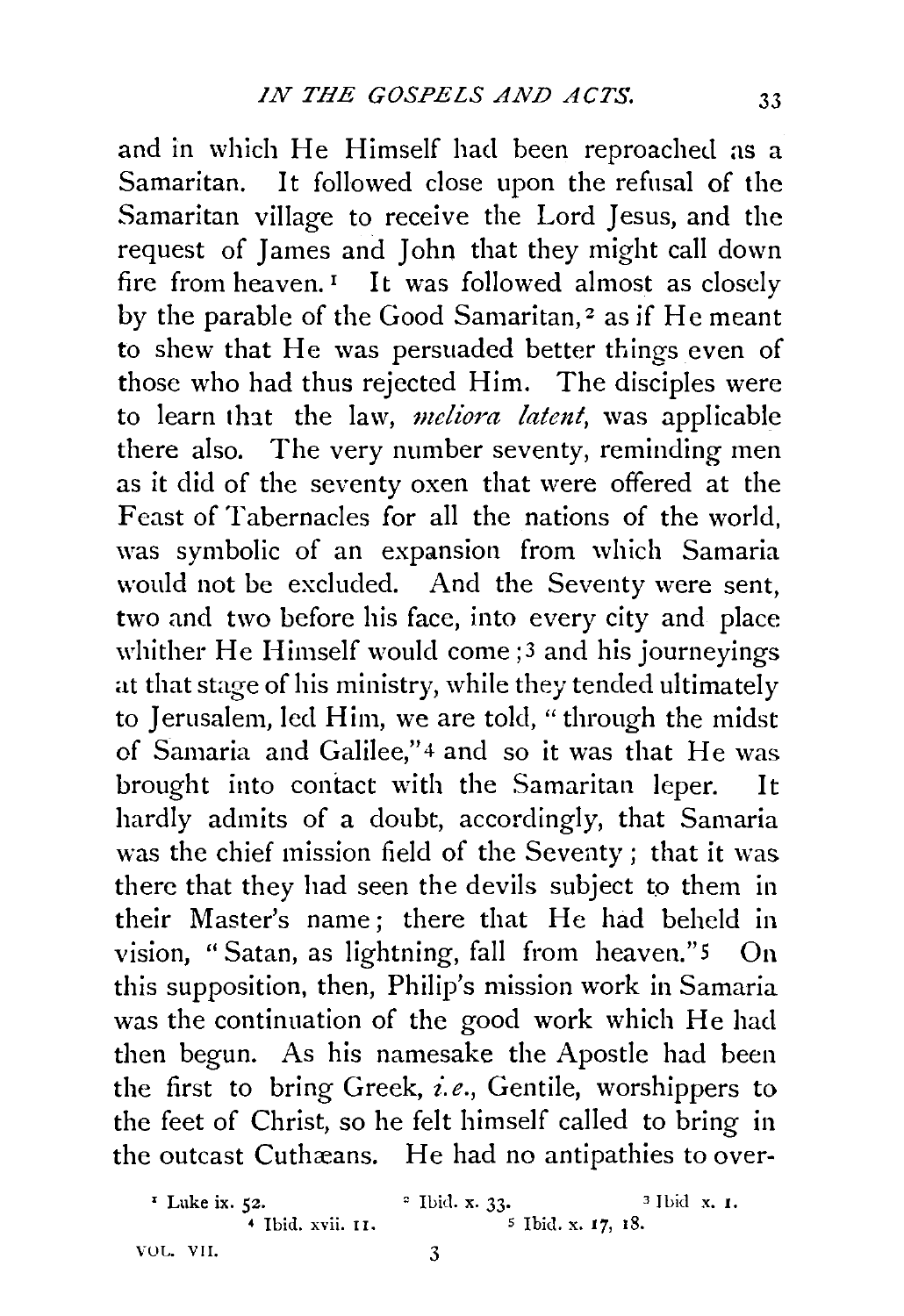and in which He Himself had been reproached as a Samaritan. It followed close upon the refusal of the Samaritan village to receive the Lord Jesus, and the request of James and John that they might call down fire from heaven.[1] It was followed almost as closely by the parable of the Good Samaritan,[2] as if He meant to shew that He was persuaded better things even of those who had thus rejected Him. The disciples were to learn that the law, *meliora latent*, was applicable there also. The very number seventy, reminding men as it did of the seventy oxen that were offered at the Feast of Tabernacles for all the nations of the world, was symbolic of an expansion from which Samaria would not be excluded. And the Seventy were sent, two and two before his face, into every city and place whither He Himself would come;[3] and his journeyings at that stage of his ministry, while they tended ultimately to Jerusalem, led Him, we are told, "through the midst of Samaria and Galilee,"[4] and so it was that He was brought into contact with the Samaritan leper. It hardly admits of a doubt, accordingly, that Samaria was the chief mission field of the Seventy; that it was there that they had seen the devils subject to them in their Master's name; there that He had beheld in vision, "Satan, as lightning, fall from heaven."[5] On this supposition, then, Philip's mission work in Samaria was the continuation of the good work which He had then begun. As his namesake the Apostle had been the first to bring Greek, *i.e.*, Gentile, worshippers to the feet of Christ, so he felt himself called to bring in the outcast Cuthæans. He had no antipathies to over-

[1] Luke ix. 52. [2] Ibid. x. 33. [3] Ibid x. 1. [4] Ibid. xvii. 11. [5] Ibid. x. 17, 18.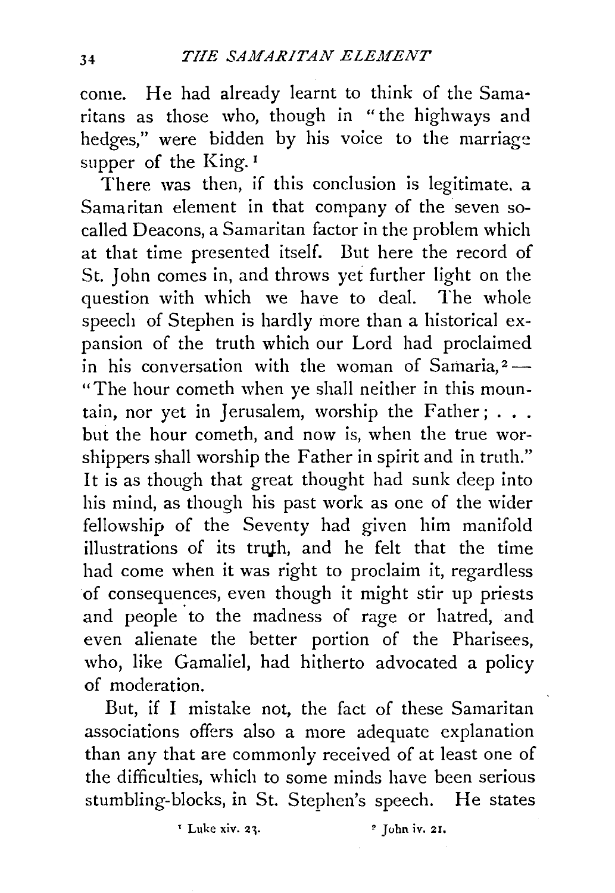come. He had already learnt to think of the Samaritans as those who, though in "the highways and hedges," were bidden by his voice to the marriage supper of the King.[1]

There was then, if this conclusion is legitimate, a Samaritan element in that company of the seven so-called Deacons, a Samaritan factor in the problem which at that time presented itself. But here the record of St. John comes in, and throws yet further light on the question with which we have to deal. The whole speech of Stephen is hardly more than a historical expansion of the truth which our Lord had proclaimed in his conversation with the woman of Samaria,[2]—"The hour cometh when ye shall neither in this mountain, nor yet in Jerusalem, worship the Father; . . . but the hour cometh, and now is, when the true worshippers shall worship the Father in spirit and in truth." It is as though that great thought had sunk deep into his mind, as though his past work as one of the wider fellowship of the Seventy had given him manifold illustrations of its truth, and he felt that the time had come when it was right to proclaim it, regardless of consequences, even though it might stir up priests and people to the madness of rage or hatred, and even alienate the better portion of the Pharisees, who, like Gamaliel, had hitherto advocated a policy of moderation.

But, if I mistake not, the fact of these Samaritan associations offers also a more adequate explanation than any that are commonly received of at least one of the difficulties, which to some minds have been serious stumbling-blocks, in St. Stephen's speech. He states

[1] Luke xiv. 23.

[2] John iv. 21.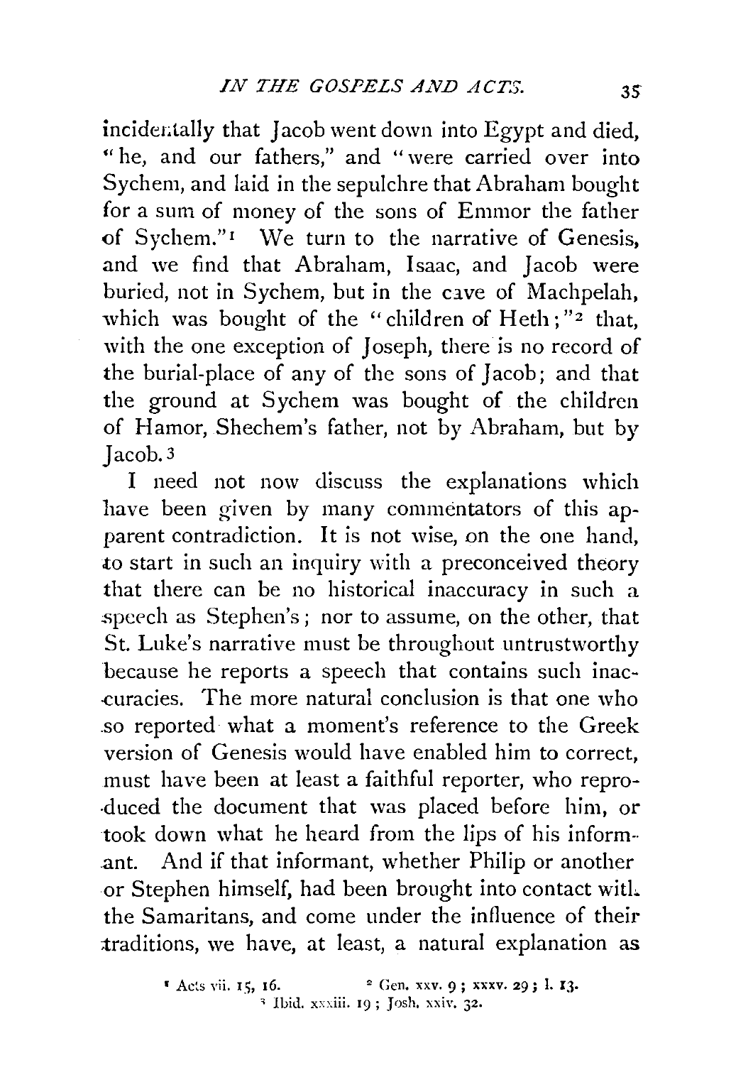incidentally that Jacob went down into Egypt and died, "he, and our fathers," and "were carried over into Sychem, and laid in the sepulchre that Abraham bought for a sum of money of the sons of Emmor the father of Sychem."[1] We turn to the narrative of Genesis, and we find that Abraham, Isaac, and Jacob were buried, not in Sychem, but in the cave of Machpelah, which was bought of the "children of Heth;"[2] that, with the one exception of Joseph, there is no record of the burial-place of any of the sons of Jacob; and that the ground at Sychem was bought of the children of Hamor, Shechem's father, not by Abraham, but by Jacob.[3]

I need not now discuss the explanations which have been given by many commentators of this apparent contradiction. It is not wise, on the one hand, to start in such an inquiry with a preconceived theory that there can be no historical inaccuracy in such a speech as Stephen's; nor to assume, on the other, that St. Luke's narrative must be throughout untrustworthy because he reports a speech that contains such inaccuracies. The more natural conclusion is that one who so reported what a moment's reference to the Greek version of Genesis would have enabled him to correct, must have been at least a faithful reporter, who reproduced the document that was placed before him, or took down what he heard from the lips of his informant. And if that informant, whether Philip or another or Stephen himself, had been brought into contact with the Samaritans, and come under the influence of their traditions, we have, at least, a natural explanation as

[1] Acts vii. 15, 16. [2] Gen. xxv. 9; xxxv. 29; l. 13.
[3] Ibid. xxxiii. 19; Josh. xxiv. 32.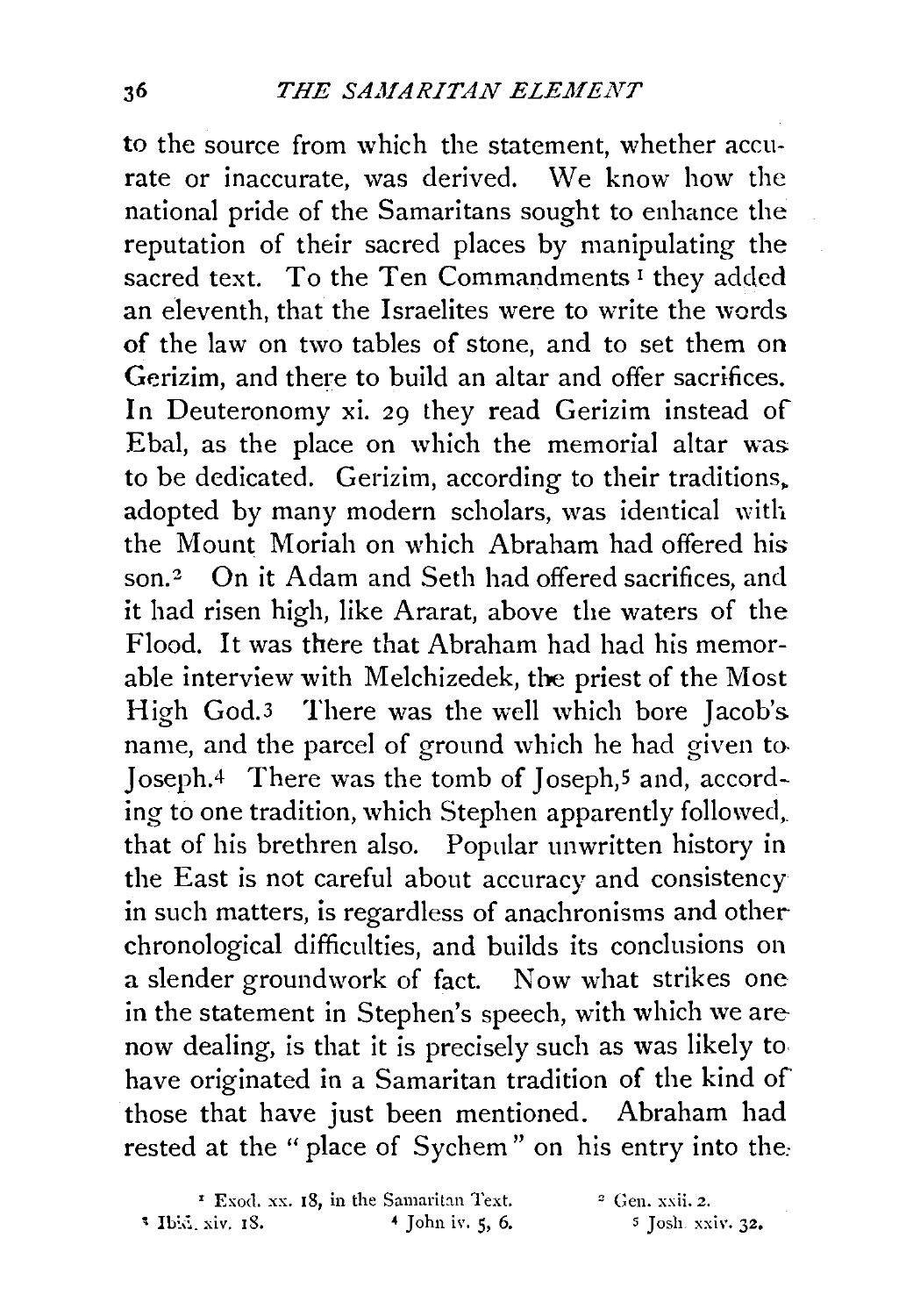to the source from which the statement, whether accurate or inaccurate, was derived. We know how the national pride of the Samaritans sought to enhance the reputation of their sacred places by manipulating the sacred text. To the Ten Commandments [1] they added an eleventh, that the Israelites were to write the words of the law on two tables of stone, and to set them on Gerizim, and there to build an altar and offer sacrifices. In Deuteronomy xi. 29 they read Gerizim instead of Ebal, as the place on which the memorial altar was to be dedicated. Gerizim, according to their traditions, adopted by many modern scholars, was identical with the Mount Moriah on which Abraham had offered his son.[2] On it Adam and Seth had offered sacrifices, and it had risen high, like Ararat, above the waters of the Flood. It was there that Abraham had had his memorable interview with Melchizedek, the priest of the Most High God.[3] There was the well which bore Jacob's name, and the parcel of ground which he had given to Joseph.[4] There was the tomb of Joseph,[5] and, according to one tradition, which Stephen apparently followed, that of his brethren also. Popular unwritten history in the East is not careful about accuracy and consistency in such matters, is regardless of anachronisms and other chronological difficulties, and builds its conclusions on a slender groundwork of fact. Now what strikes one in the statement in Stephen's speech, with which we are now dealing, is that it is precisely such as was likely to have originated in a Samaritan tradition of the kind of those that have just been mentioned. Abraham had rested at the "place of Sychem" on his entry into the

[1] Exod. xx. 18, in the Samaritan Text.

[2] Gen. xxii. 2.

[3] Ibid. xiv. 18.

[4] John iv. 5, 6.

[5] Josh. xxiv. 32.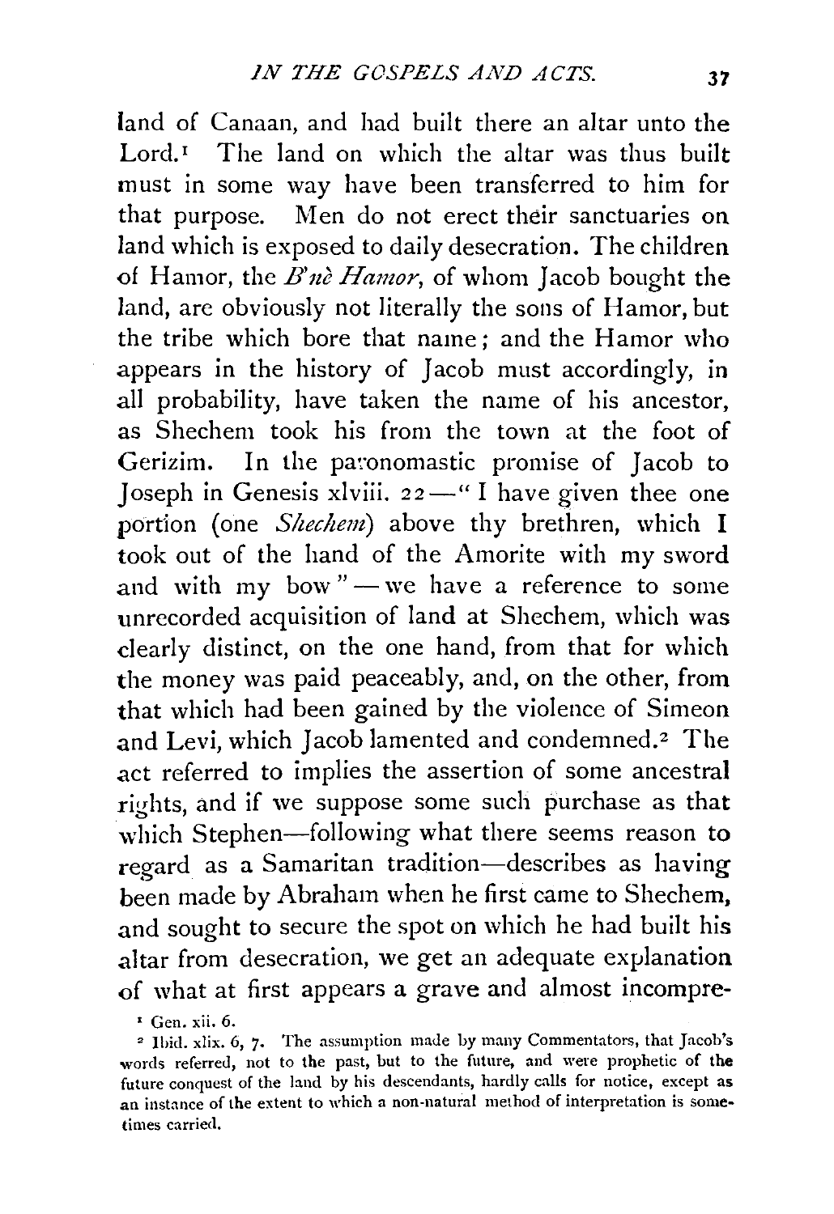land of Canaan, and had built there an altar unto the Lord.[1] The land on which the altar was thus built must in some way have been transferred to him for that purpose. Men do not erect their sanctuaries on land which is exposed to daily desecration. The children of Hamor, the *B'nè Hamor*, of whom Jacob bought the land, are obviously not literally the sons of Hamor, but the tribe which bore that name; and the Hamor who appears in the history of Jacob must accordingly, in all probability, have taken the name of his ancestor, as Shechem took his from the town at the foot of Gerizim. In the paronomastic promise of Jacob to Joseph in Genesis xlviii. 22—"I have given thee one portion (one *Shechem*) above thy brethren, which I took out of the hand of the Amorite with my sword and with my bow"—we have a reference to some unrecorded acquisition of land at Shechem, which was clearly distinct, on the one hand, from that for which the money was paid peaceably, and, on the other, from that which had been gained by the violence of Simeon and Levi, which Jacob lamented and condemned.[2] The act referred to implies the assertion of some ancestral rights, and if we suppose some such purchase as that which Stephen—following what there seems reason to regard as a Samaritan tradition—describes as having been made by Abraham when he first came to Shechem, and sought to secure the spot on which he had built his altar from desecration, we get an adequate explanation of what at first appears a grave and almost incompre-

[1] Gen. xii. 6.

[2] Ibid. xlix. 6, 7. The assumption made by many Commentators, that Jacob's words referred, not to the past, but to the future, and were prophetic of the future conquest of the land by his descendants, hardly calls for notice, except as an instance of the extent to which a non-natural method of interpretation is sometimes carried.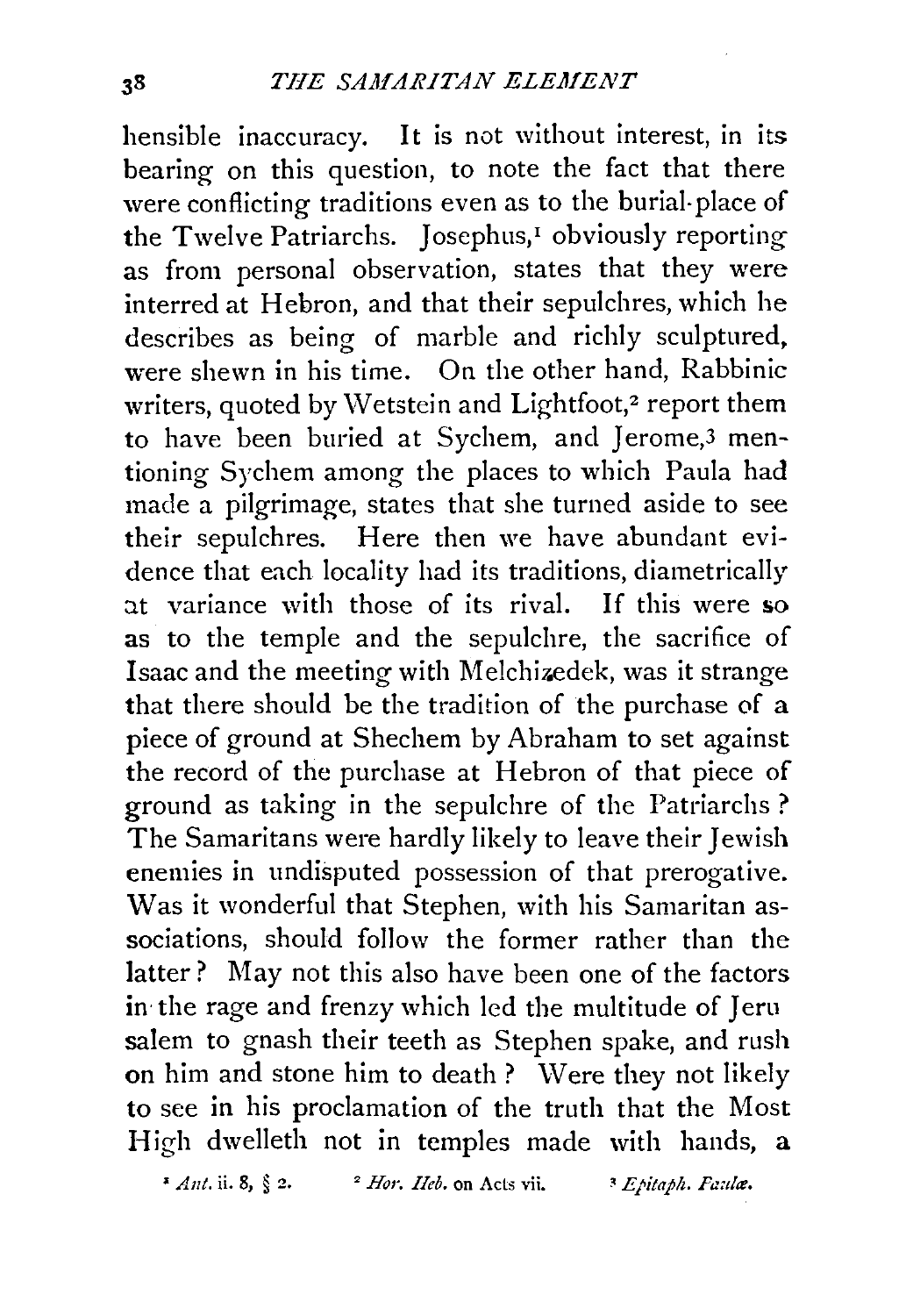hensible inaccuracy. It is not without interest, in its bearing on this question, to note the fact that there were conflicting traditions even as to the burial-place of the Twelve Patriarchs. Josephus,[1] obviously reporting as from personal observation, states that they were interred at Hebron, and that their sepulchres, which he describes as being of marble and richly sculptured, were shewn in his time. On the other hand, Rabbinic writers, quoted by Wetstein and Lightfoot,[2] report them to have been buried at Sychem, and Jerome,[3] mentioning Sychem among the places to which Paula had made a pilgrimage, states that she turned aside to see their sepulchres. Here then we have abundant evidence that each locality had its traditions, diametrically at variance with those of its rival. If this were so as to the temple and the sepulchre, the sacrifice of Isaac and the meeting with Melchizedek, was it strange that there should be the tradition of the purchase of a piece of ground at Shechem by Abraham to set against the record of the purchase at Hebron of that piece of ground as taking in the sepulchre of the Patriarchs? The Samaritans were hardly likely to leave their Jewish enemies in undisputed possession of that prerogative. Was it wonderful that Stephen, with his Samaritan associations, should follow the former rather than the latter? May not this also have been one of the factors in the rage and frenzy which led the multitude of Jerusalem to gnash their teeth as Stephen spake, and rush on him and stone him to death? Were they not likely to see in his proclamation of the truth that the Most High dwelleth not in temples made with hands, a

[1] *Ant.* ii. 8, § 2. [2] *Hor. Heb.* on Acts vii. [3] *Epitaph. Paulæ.*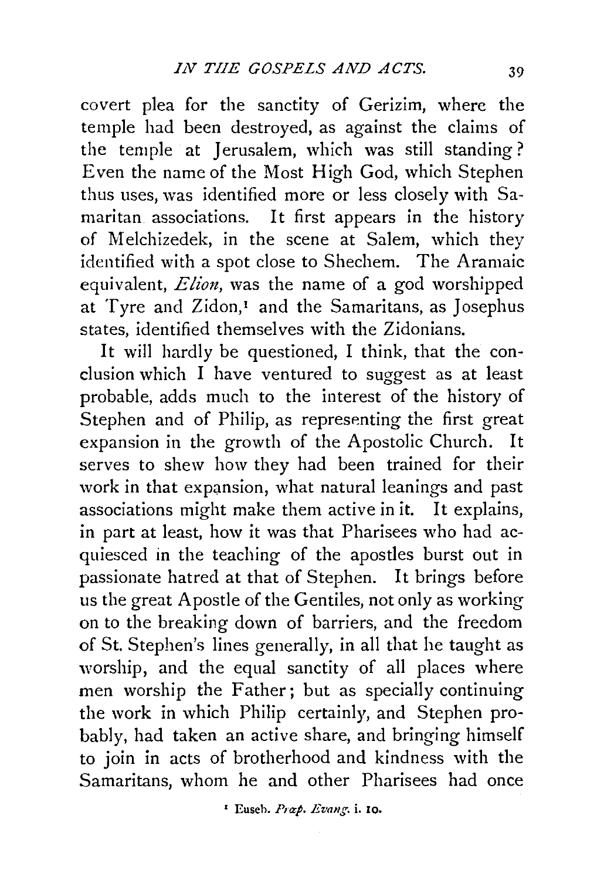covert plea for the sanctity of Gerizim, where the temple had been destroyed, as against the claims of the temple at Jerusalem, which was still standing? Even the name of the Most High God, which Stephen thus uses, was identified more or less closely with Samaritan associations. It first appears in the history of Melchizedek, in the scene at Salem, which they identified with a spot close to Shechem. The Aramaic equivalent, *Elion,* was the name of a god worshipped at Tyre and Zidon,[1] and the Samaritans, as Josephus states, identified themselves with the Zidonians.

It will hardly be questioned, I think, that the conclusion which I have ventured to suggest as at least probable, adds much to the interest of the history of Stephen and of Philip, as representing the first great expansion in the growth of the Apostolic Church. It serves to shew how they had been trained for their work in that expansion, what natural leanings and past associations might make them active in it. It explains, in part at least, how it was that Pharisees who had acquiesced in the teaching of the apostles burst out in passionate hatred at that of Stephen. It brings before us the great Apostle of the Gentiles, not only as working on to the breaking down of barriers, and the freedom of St. Stephen's lines generally, in all that he taught as worship, and the equal sanctity of all places where men worship the Father; but as specially continuing the work in which Philip certainly, and Stephen probably, had taken an active share, and bringing himself to join in acts of brotherhood and kindness with the Samaritans, whom he and other Pharisees had once

[1] Euseb. *Præp. Evang.* i. 10.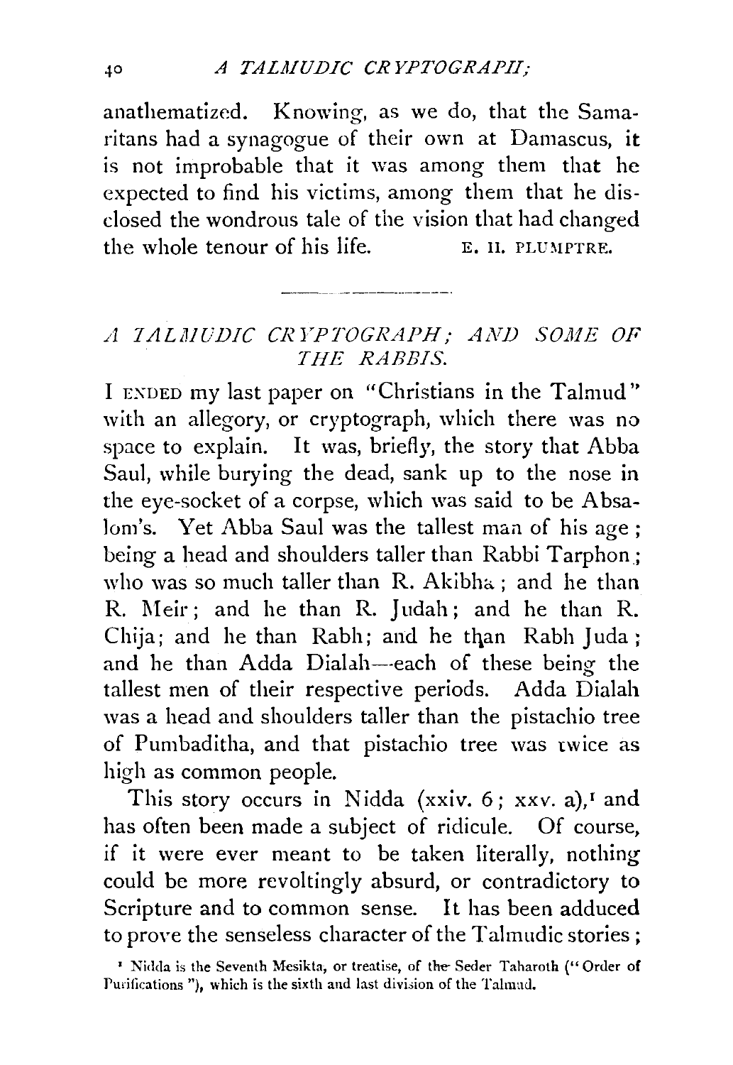anathematized. Knowing, as we do, that the Samaritans had a synagogue of their own at Damascus, it is not improbable that it was among them that he expected to find his victims, among them that he disclosed the wondrous tale of the vision that had changed the whole tenour of his life. E. H. PLUMPTRE.

---

## *A TALMUDIC CRYPTOGRAPH; AND SOME OF THE RABBIS.*

I ENDED my last paper on "Christians in the Talmud" with an allegory, or cryptograph, which there was no space to explain. It was, briefly, the story that Abba Saul, while burying the dead, sank up to the nose in the eye-socket of a corpse, which was said to be Absalom's. Yet Abba Saul was the tallest man of his age; being a head and shoulders taller than Rabbi Tarphon; who was so much taller than R. Akibha; and he than R. Meir; and he than R. Judah; and he than R. Chija; and he than Rabh; and he than Rabh Juda; and he than Adda Dialah—each of these being the tallest men of their respective periods. Adda Dialah was a head and shoulders taller than the pistachio tree of Pumbaditha, and that pistachio tree was twice as high as common people.

This story occurs in Nidda (xxiv. 6; xxv. a),[1] and has often been made a subject of ridicule. Of course, if it were ever meant to be taken literally, nothing could be more revoltingly absurd, or contradictory to Scripture and to common sense. It has been adduced to prove the senseless character of the Talmudic stories;

[1] Nidda is the Seventh Mesikta, or treatise, of the Seder Taharoth ("Order of Purifications"), which is the sixth and last division of the Talmud.